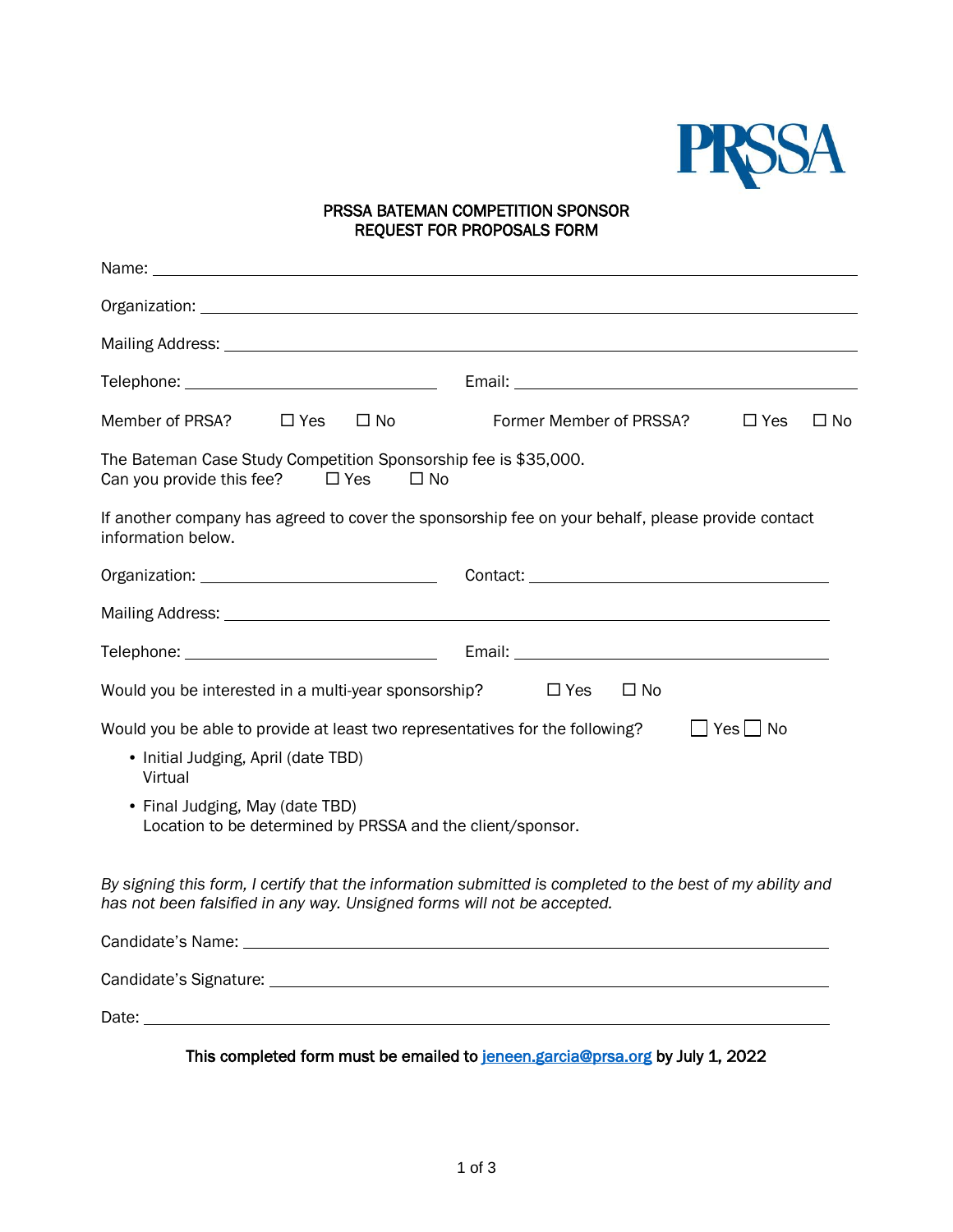PRSSA

## PRSSA BATEMAN COMPETITION SPONSOR REQUEST FOR PROPOSALS FORM

Name: ____________________________________________

Organization: ____________________________________________

Mailing Address: ____________________________________________

Telephone: ____________________ Email: ____________________

Member of PRSA? ☐ Yes ☐ No Former Member of PRSSA? ☐ Yes ☐ No

The Bateman Case Study Competition Sponsorship fee is $35,000.
Can you provide this fee? ☐ Yes ☐ No

If another company has agreed to cover the sponsorship fee on your behalf, please provide contact information below.

Organization: ____________________ Contact: ____________________

Mailing Address: ____________________________________________

Telephone: ____________________ Email: ____________________

Would you be interested in a multi-year sponsorship? ☐ Yes ☐ No

Would you be able to provide at least two representatives for the following? ☐ Yes ☐ No

- Initial Judging, April (date TBD)
  Virtual
- Final Judging, May (date TBD)
  Location to be determined by PRSSA and the client/sponsor.

*By signing this form, I certify that the information submitted is completed to the best of my ability and has not been falsified in any way. Unsigned forms will not be accepted.*

Candidate's Name: ____________________________________________

Candidate's Signature: ____________________________________________

Date: ____________________________________________

**This completed form must be emailed to jeneen.garcia@prsa.org by July 1, 2022**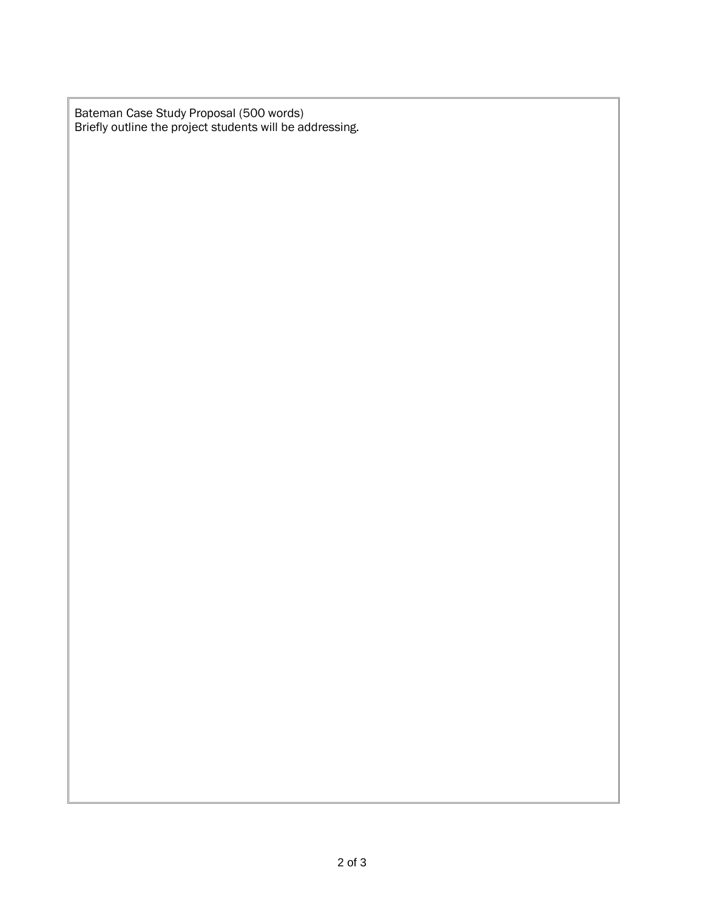Bateman Case Study Proposal (500 words)
Briefly outline the project students will be addressing.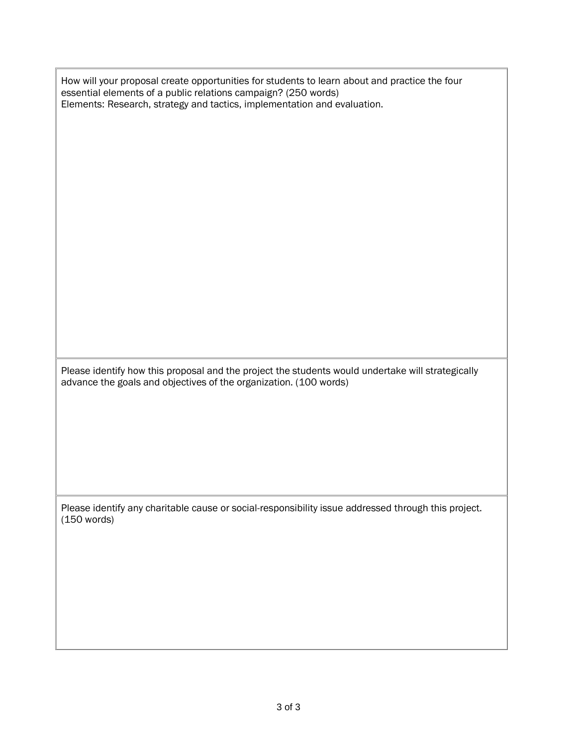How will your proposal create opportunities for students to learn about and practice the four essential elements of a public relations campaign? (250 words)
Elements: Research, strategy and tactics, implementation and evaluation.

Please identify how this proposal and the project the students would undertake will strategically advance the goals and objectives of the organization. (100 words)

Please identify any charitable cause or social-responsibility issue addressed through this project. (150 words)